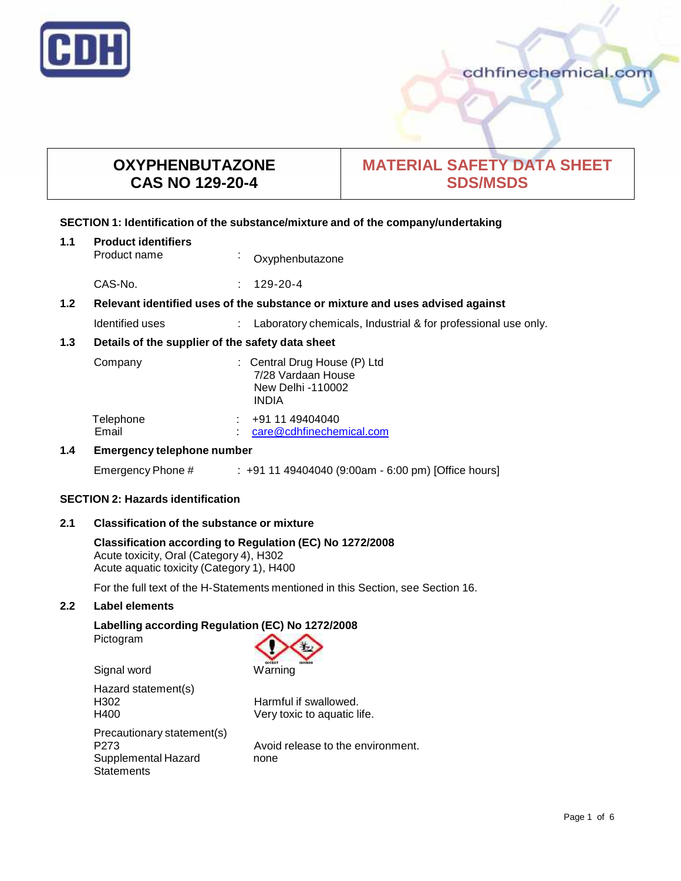# OXYPHENBUTAZONE
# CAS NO 129-20-4

# MATERIAL SAFETY DATA SHEET SDS/MSDS

## SECTION 1: Identification of the substance/mixture and of the company/undertaking

### 1.1 Product identifiers

Product name : Oxyphenbutazone

CAS-No. : 129-20-4

### 1.2 Relevant identified uses of the substance or mixture and uses advised against

Identified uses : Laboratory chemicals, Industrial & for professional use only.

### 1.3 Details of the supplier of the safety data sheet

Company : Central Drug House (P) Ltd
7/28 Vardaan House
New Delhi -110002
INDIA

Telephone : +91 11 49404040
Email : care@cdhfinechemical.com

### 1.4 Emergency telephone number

Emergency Phone # : +91 11 49404040 (9:00am - 6:00 pm) [Office hours]

## SECTION 2: Hazards identification

### 2.1 Classification of the substance or mixture

**Classification according to Regulation (EC) No 1272/2008**
Acute toxicity, Oral (Category 4), H302
Acute aquatic toxicity (Category 1), H400

For the full text of the H-Statements mentioned in this Section, see Section 16.

### 2.2 Label elements

**Labelling according Regulation (EC) No 1272/2008**

Pictogram

Signal word: Warning

Hazard statement(s)
H302 Harmful if swallowed.
H400 Very toxic to aquatic life.

Precautionary statement(s)
P273 Avoid release to the environment.

Supplemental Hazard Statements: none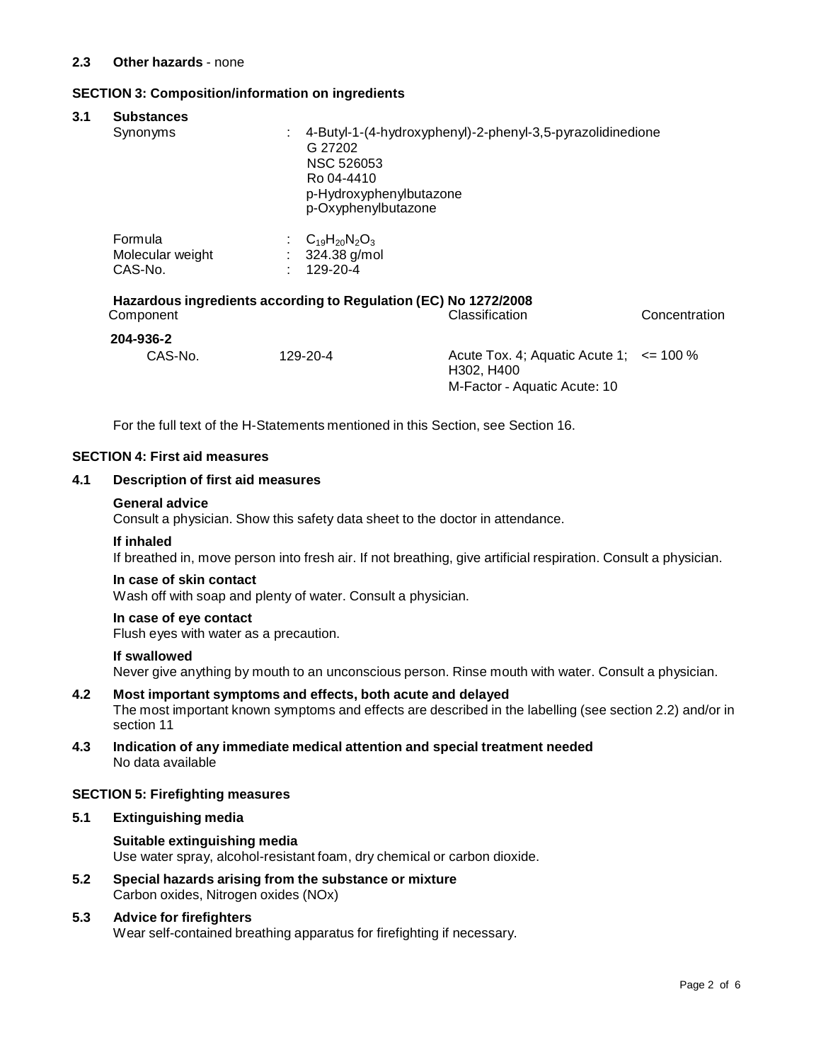**2.3 Other hazards** - none

## SECTION 3: Composition/information on ingredients

**3.1 Substances**

Synonyms : 4-Butyl-1-(4-hydroxyphenyl)-2-phenyl-3,5-pyrazolidinedione
G 27202
NSC 526053
Ro 04-4410
p-Hydroxyphenylbutazone
p-Oxyphenylbutazone

Formula : $C_{19}H_{20}N_2O_3$
Molecular weight : 324.38 g/mol
CAS-No. : 129-20-4

**Hazardous ingredients according to Regulation (EC) No 1272/2008**

| Component | | Classification | Concentration |
|---|---|---|---|
| **204-936-2** | | | |
| CAS-No. | 129-20-4 | Acute Tox. 4; Aquatic Acute 1; H302, H400<br>M-Factor - Aquatic Acute: 10 | <= 100 % |

For the full text of the H-Statements mentioned in this Section, see Section 16.

## SECTION 4: First aid measures

**4.1 Description of first aid measures**

**General advice**
Consult a physician. Show this safety data sheet to the doctor in attendance.

**If inhaled**
If breathed in, move person into fresh air. If not breathing, give artificial respiration. Consult a physician.

**In case of skin contact**
Wash off with soap and plenty of water. Consult a physician.

**In case of eye contact**
Flush eyes with water as a precaution.

**If swallowed**
Never give anything by mouth to an unconscious person. Rinse mouth with water. Consult a physician.

**4.2 Most important symptoms and effects, both acute and delayed**
The most important known symptoms and effects are described in the labelling (see section 2.2) and/or in section 11

**4.3 Indication of any immediate medical attention and special treatment needed**
No data available

## SECTION 5: Firefighting measures

**5.1 Extinguishing media**

**Suitable extinguishing media**
Use water spray, alcohol-resistant foam, dry chemical or carbon dioxide.

**5.2 Special hazards arising from the substance or mixture**
Carbon oxides, Nitrogen oxides (NOx)

**5.3 Advice for firefighters**
Wear self-contained breathing apparatus for firefighting if necessary.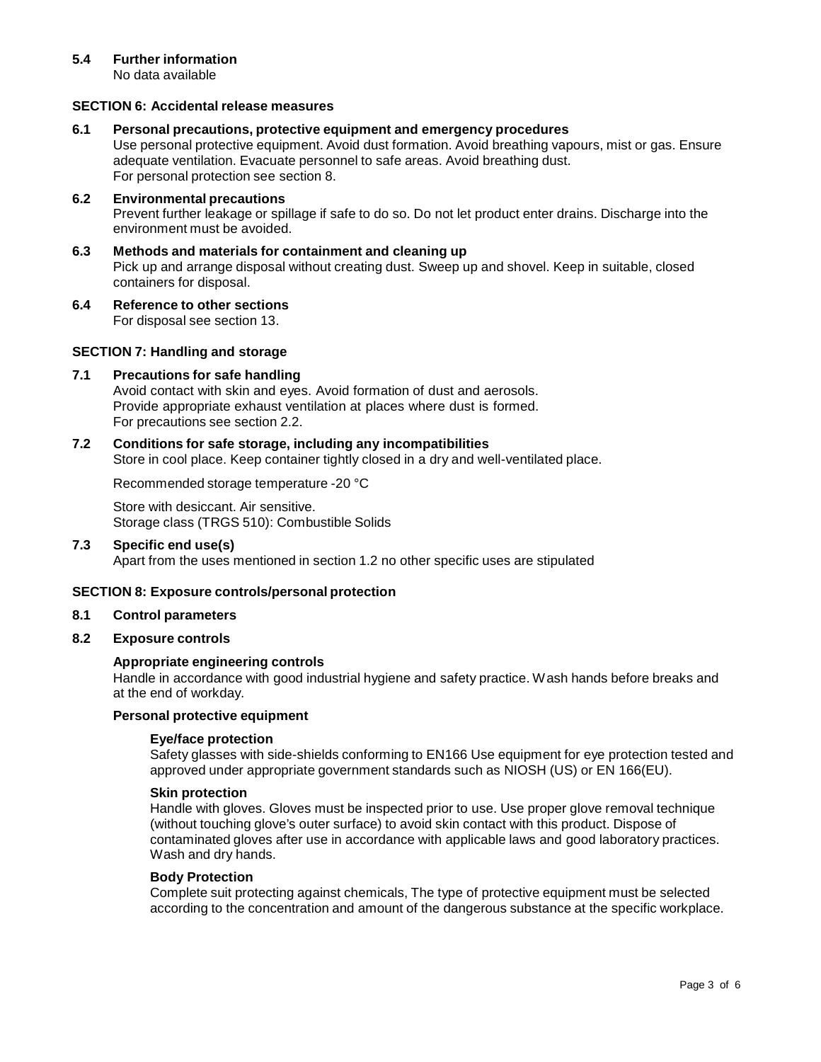### 5.4 Further information

No data available

## SECTION 6: Accidental release measures

### 6.1 Personal precautions, protective equipment and emergency procedures

Use personal protective equipment. Avoid dust formation. Avoid breathing vapours, mist or gas. Ensure adequate ventilation. Evacuate personnel to safe areas. Avoid breathing dust.
For personal protection see section 8.

### 6.2 Environmental precautions

Prevent further leakage or spillage if safe to do so. Do not let product enter drains. Discharge into the environment must be avoided.

### 6.3 Methods and materials for containment and cleaning up

Pick up and arrange disposal without creating dust. Sweep up and shovel. Keep in suitable, closed containers for disposal.

### 6.4 Reference to other sections

For disposal see section 13.

## SECTION 7: Handling and storage

### 7.1 Precautions for safe handling

Avoid contact with skin and eyes. Avoid formation of dust and aerosols.
Provide appropriate exhaust ventilation at places where dust is formed.
For precautions see section 2.2.

### 7.2 Conditions for safe storage, including any incompatibilities

Store in cool place. Keep container tightly closed in a dry and well-ventilated place.

Recommended storage temperature -20 °C

Store with desiccant. Air sensitive.
Storage class (TRGS 510): Combustible Solids

### 7.3 Specific end use(s)

Apart from the uses mentioned in section 1.2 no other specific uses are stipulated

## SECTION 8: Exposure controls/personal protection

### 8.1 Control parameters

### 8.2 Exposure controls

**Appropriate engineering controls**

Handle in accordance with good industrial hygiene and safety practice. Wash hands before breaks and at the end of workday.

**Personal protective equipment**

**Eye/face protection**

Safety glasses with side-shields conforming to EN166 Use equipment for eye protection tested and approved under appropriate government standards such as NIOSH (US) or EN 166(EU).

**Skin protection**

Handle with gloves. Gloves must be inspected prior to use. Use proper glove removal technique (without touching glove's outer surface) to avoid skin contact with this product. Dispose of contaminated gloves after use in accordance with applicable laws and good laboratory practices. Wash and dry hands.

**Body Protection**

Complete suit protecting against chemicals, The type of protective equipment must be selected according to the concentration and amount of the dangerous substance at the specific workplace.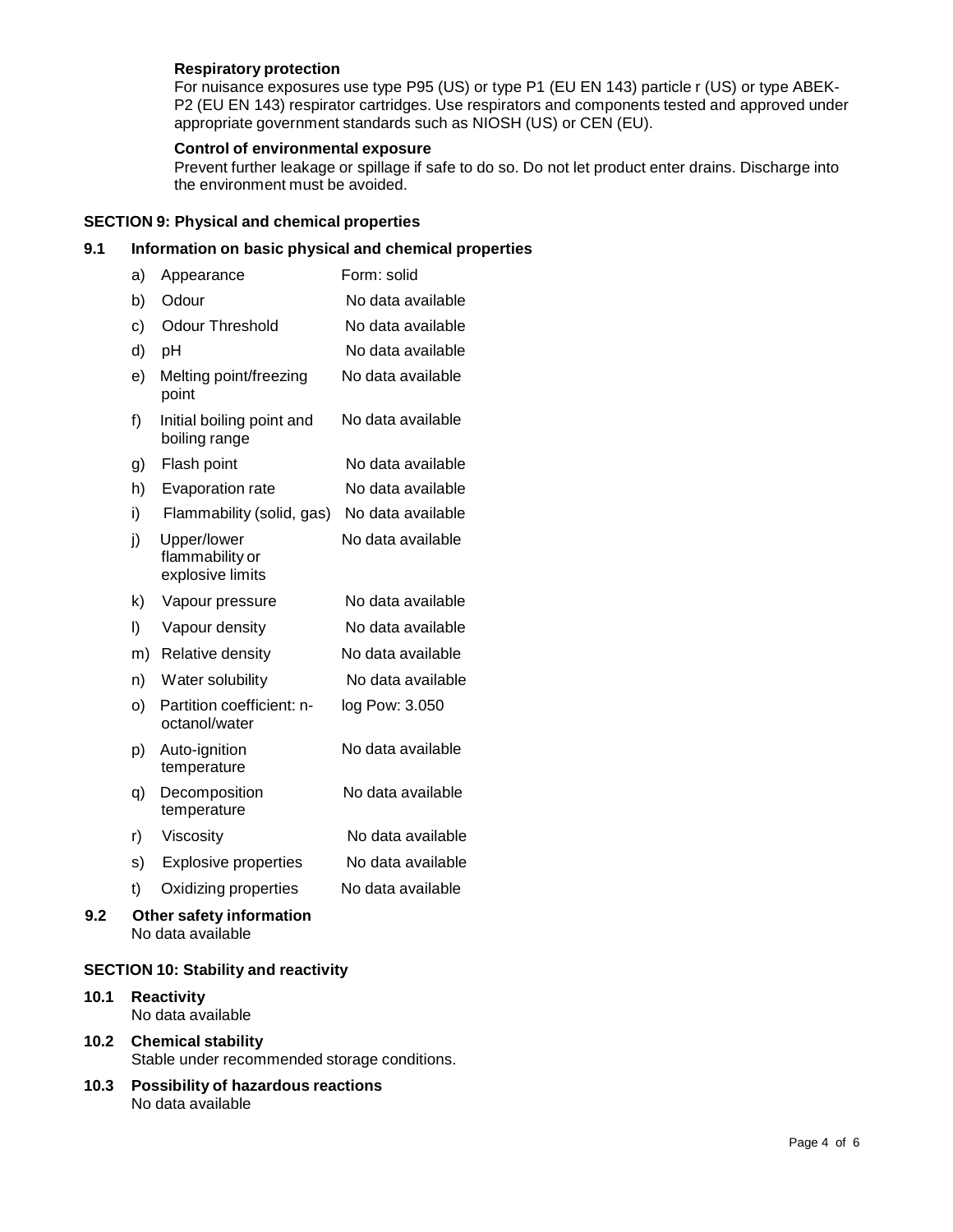**Respiratory protection**

For nuisance exposures use type P95 (US) or type P1 (EU EN 143) particle r (US) or type ABEK-P2 (EU EN 143) respirator cartridges. Use respirators and components tested and approved under appropriate government standards such as NIOSH (US) or CEN (EU).

**Control of environmental exposure**

Prevent further leakage or spillage if safe to do so. Do not let product enter drains. Discharge into the environment must be avoided.

## SECTION 9: Physical and chemical properties

### 9.1 Information on basic physical and chemical properties

| | Property | Value |
|---|---|---|
| a) | Appearance | Form: solid |
| b) | Odour | No data available |
| c) | Odour Threshold | No data available |
| d) | pH | No data available |
| e) | Melting point/freezing point | No data available |
| f) | Initial boiling point and boiling range | No data available |
| g) | Flash point | No data available |
| h) | Evaporation rate | No data available |
| i) | Flammability (solid, gas) | No data available |
| j) | Upper/lower flammability or explosive limits | No data available |
| k) | Vapour pressure | No data available |
| l) | Vapour density | No data available |
| m) | Relative density | No data available |
| n) | Water solubility | No data available |
| o) | Partition coefficient: n-octanol/water | log Pow: 3.050 |
| p) | Auto-ignition temperature | No data available |
| q) | Decomposition temperature | No data available |
| r) | Viscosity | No data available |
| s) | Explosive properties | No data available |
| t) | Oxidizing properties | No data available |

### 9.2 Other safety information

No data available

## SECTION 10: Stability and reactivity

### 10.1 Reactivity

No data available

### 10.2 Chemical stability

Stable under recommended storage conditions.

### 10.3 Possibility of hazardous reactions

No data available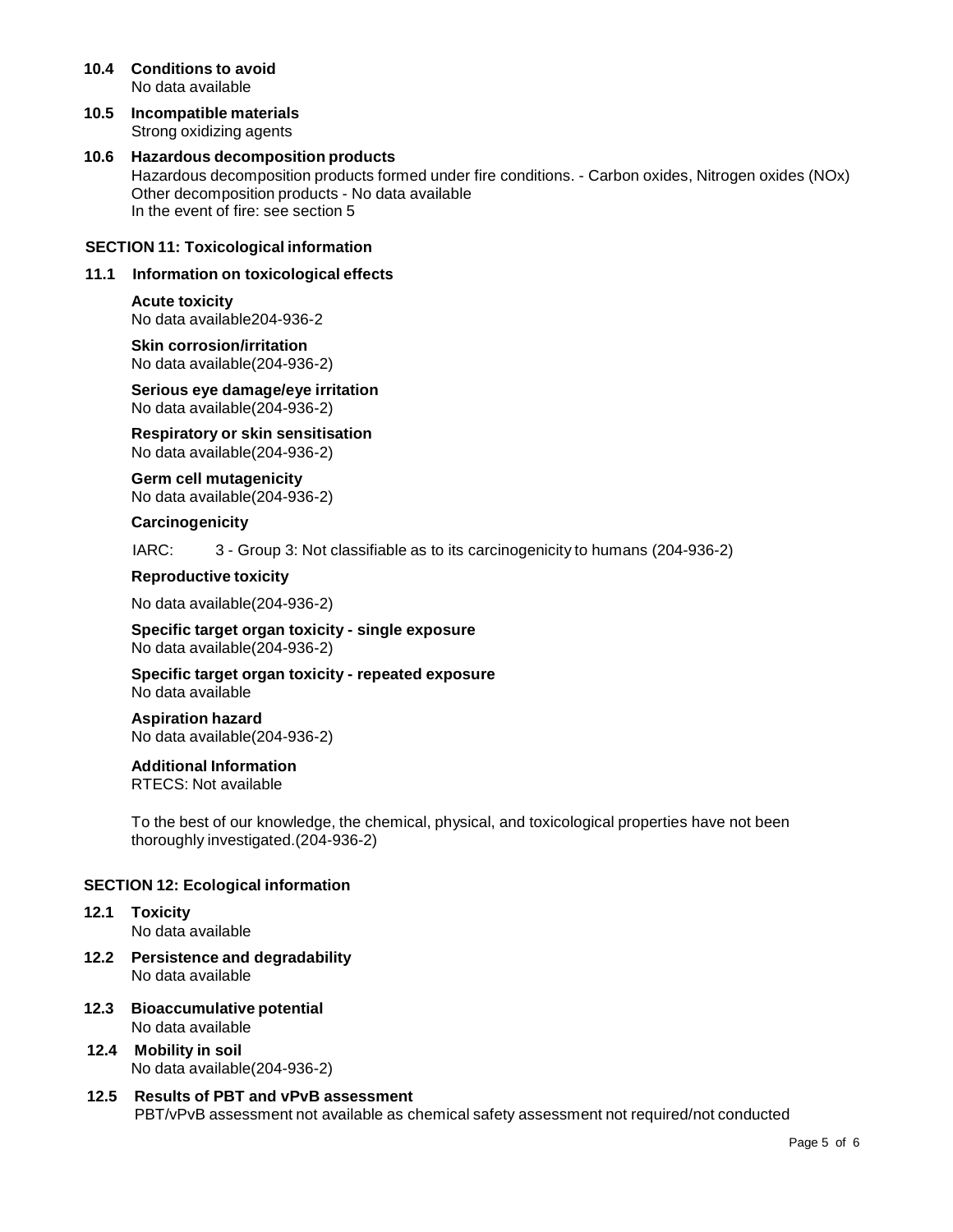### 10.4 Conditions to avoid

No data available

### 10.5 Incompatible materials

Strong oxidizing agents

### 10.6 Hazardous decomposition products

Hazardous decomposition products formed under fire conditions. - Carbon oxides, Nitrogen oxides (NOx)
Other decomposition products - No data available
In the event of fire: see section 5

## SECTION 11: Toxicological information

### 11.1 Information on toxicological effects

**Acute toxicity**
No data available204-936-2

**Skin corrosion/irritation**
No data available(204-936-2)

**Serious eye damage/eye irritation**
No data available(204-936-2)

**Respiratory or skin sensitisation**
No data available(204-936-2)

**Germ cell mutagenicity**
No data available(204-936-2)

**Carcinogenicity**

IARC: 3 - Group 3: Not classifiable as to its carcinogenicity to humans (204-936-2)

**Reproductive toxicity**

No data available(204-936-2)

**Specific target organ toxicity - single exposure**
No data available(204-936-2)

**Specific target organ toxicity - repeated exposure**
No data available

**Aspiration hazard**
No data available(204-936-2)

**Additional Information**
RTECS: Not available

To the best of our knowledge, the chemical, physical, and toxicological properties have not been thoroughly investigated.(204-936-2)

## SECTION 12: Ecological information

### 12.1 Toxicity

No data available

### 12.2 Persistence and degradability

No data available

### 12.3 Bioaccumulative potential

No data available

### 12.4 Mobility in soil

No data available(204-936-2)

### 12.5 Results of PBT and vPvB assessment

PBT/vPvB assessment not available as chemical safety assessment not required/not conducted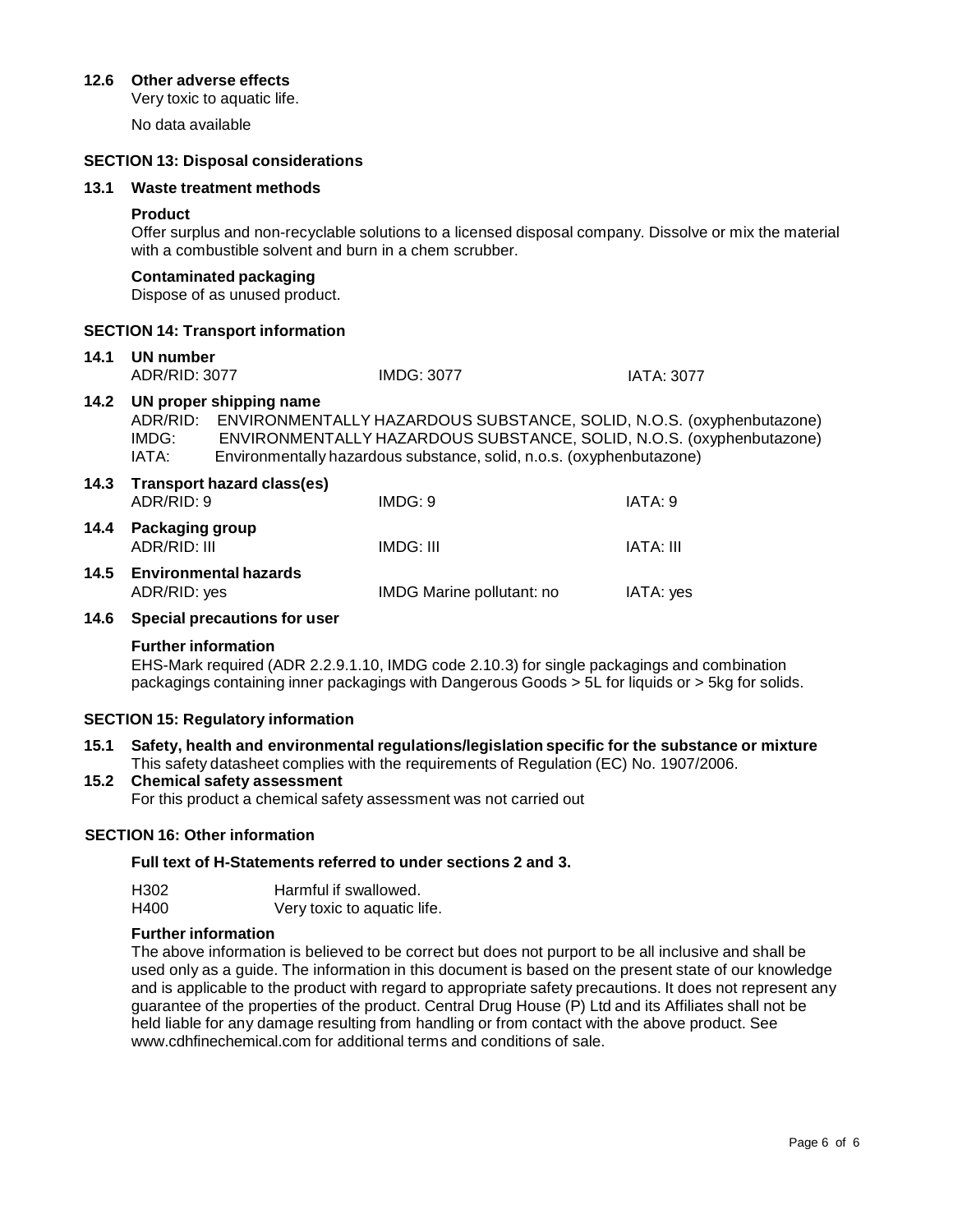### 12.6 Other adverse effects

Very toxic to aquatic life.

No data available

## SECTION 13: Disposal considerations

### 13.1 Waste treatment methods

**Product**

Offer surplus and non-recyclable solutions to a licensed disposal company. Dissolve or mix the material with a combustible solvent and burn in a chem scrubber.

**Contaminated packaging**

Dispose of as unused product.

## SECTION 14: Transport information

### 14.1 UN number

| | | |
|---|---|---|
| ADR/RID: 3077 | IMDG: 3077 | IATA: 3077 |

### 14.2 UN proper shipping name

ADR/RID: ENVIRONMENTALLY HAZARDOUS SUBSTANCE, SOLID, N.O.S. (oxyphenbutazone)
IMDG: ENVIRONMENTALLY HAZARDOUS SUBSTANCE, SOLID, N.O.S. (oxyphenbutazone)
IATA: Environmentally hazardous substance, solid, n.o.s. (oxyphenbutazone)

### 14.3 Transport hazard class(es)

| | | |
|---|---|---|
| ADR/RID: 9 | IMDG: 9 | IATA: 9 |

### 14.4 Packaging group

| | | |
|---|---|---|
| ADR/RID: III | IMDG: III | IATA: III |

### 14.5 Environmental hazards

| | | |
|---|---|---|
| ADR/RID: yes | IMDG Marine pollutant: no | IATA: yes |

### 14.6 Special precautions for user

**Further information**

EHS-Mark required (ADR 2.2.9.1.10, IMDG code 2.10.3) for single packagings and combination packagings containing inner packagings with Dangerous Goods > 5L for liquids or > 5kg for solids.

## SECTION 15: Regulatory information

### 15.1 Safety, health and environmental regulations/legislation specific for the substance or mixture

This safety datasheet complies with the requirements of Regulation (EC) No. 1907/2006.

### 15.2 Chemical safety assessment

For this product a chemical safety assessment was not carried out

## SECTION 16: Other information

**Full text of H-Statements referred to under sections 2 and 3.**

| | |
|---|---|
| H302 | Harmful if swallowed. |
| H400 | Very toxic to aquatic life. |

**Further information**

The above information is believed to be correct but does not purport to be all inclusive and shall be used only as a guide. The information in this document is based on the present state of our knowledge and is applicable to the product with regard to appropriate safety precautions. It does not represent any guarantee of the properties of the product. Central Drug House (P) Ltd and its Affiliates shall not be held liable for any damage resulting from handling or from contact with the above product. See www.cdhfinechemical.com for additional terms and conditions of sale.